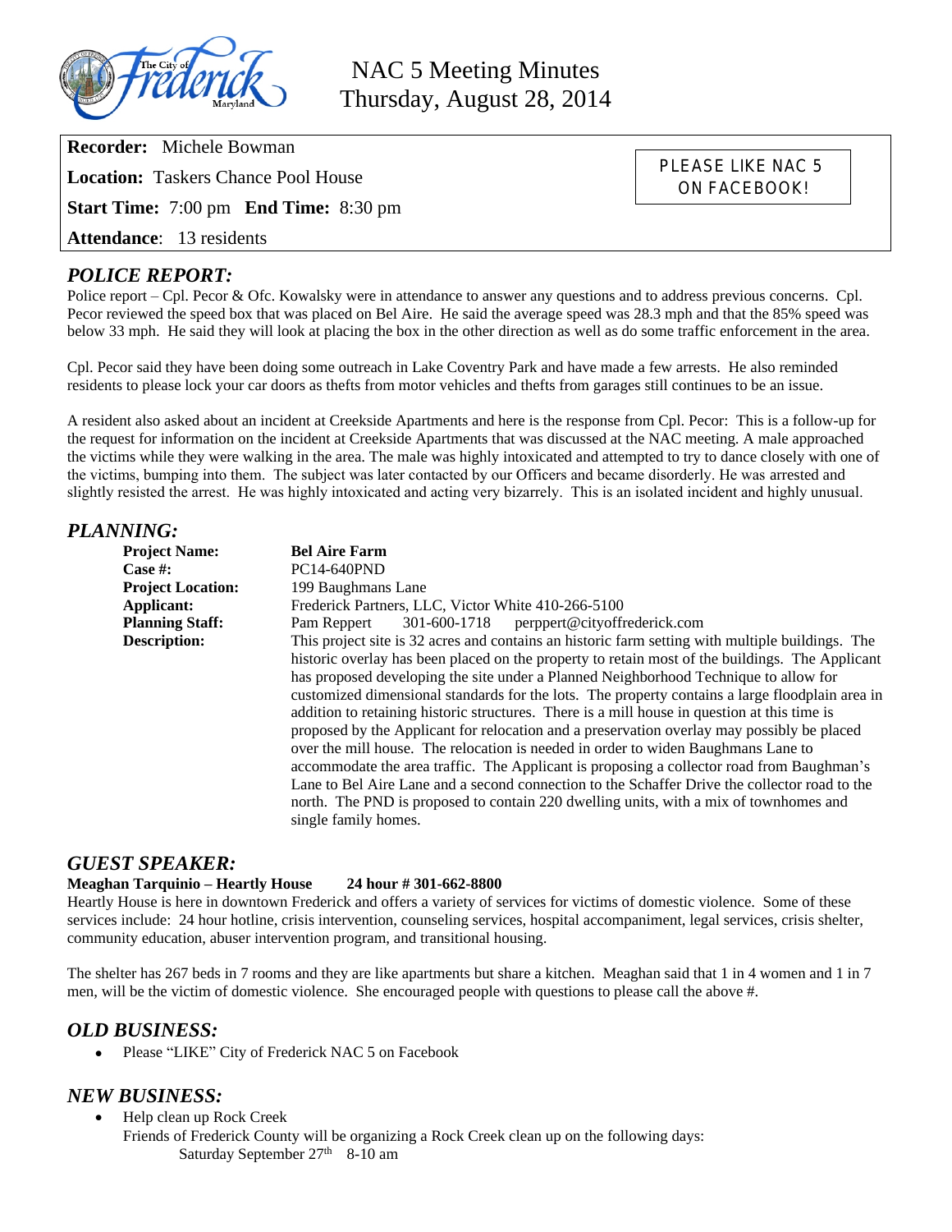# NAC 5 Meeting Minutes
Thursday, August 28, 2014

**Recorder:** Michele Bowman

**Location:** Taskers Chance Pool House

**Start Time:** 7:00 pm **End Time:** 8:30 pm

**Attendance**: 13 residents

PLEASE LIKE NAC 5 ON FACEBOOK!

## *POLICE REPORT:*

Police report – Cpl. Pecor & Ofc. Kowalsky were in attendance to answer any questions and to address previous concerns. Cpl. Pecor reviewed the speed box that was placed on Bel Aire. He said the average speed was 28.3 mph and that the 85% speed was below 33 mph. He said they will look at placing the box in the other direction as well as do some traffic enforcement in the area.

Cpl. Pecor said they have been doing some outreach in Lake Coventry Park and have made a few arrests. He also reminded residents to please lock your car doors as thefts from motor vehicles and thefts from garages still continues to be an issue.

A resident also asked about an incident at Creekside Apartments and here is the response from Cpl. Pecor: This is a follow-up for the request for information on the incident at Creekside Apartments that was discussed at the NAC meeting. A male approached the victims while they were walking in the area. The male was highly intoxicated and attempted to try to dance closely with one of the victims, bumping into them. The subject was later contacted by our Officers and became disorderly. He was arrested and slightly resisted the arrest. He was highly intoxicated and acting very bizarrely. This is an isolated incident and highly unusual.

## *PLANNING:*

**Project Name:** **Bel Aire Farm**

**Case #:** PC14-640PND

**Project Location:** 199 Baughmans Lane

**Applicant:** Frederick Partners, LLC, Victor White 410-266-5100

**Planning Staff:** Pam Reppert 301-600-1718 perppert@cityoffrederick.com

**Description:** This project site is 32 acres and contains an historic farm setting with multiple buildings. The historic overlay has been placed on the property to retain most of the buildings. The Applicant has proposed developing the site under a Planned Neighborhood Technique to allow for customized dimensional standards for the lots. The property contains a large floodplain area in addition to retaining historic structures. There is a mill house in question at this time is proposed by the Applicant for relocation and a preservation overlay may possibly be placed over the mill house. The relocation is needed in order to widen Baughmans Lane to accommodate the area traffic. The Applicant is proposing a collector road from Baughman's Lane to Bel Aire Lane and a second connection to the Schaffer Drive the collector road to the north. The PND is proposed to contain 220 dwelling units, with a mix of townhomes and single family homes.

## *GUEST SPEAKER:*

**Meaghan Tarquinio – Heartly House 24 hour # 301-662-8800**

Heartly House is here in downtown Frederick and offers a variety of services for victims of domestic violence. Some of these services include: 24 hour hotline, crisis intervention, counseling services, hospital accompaniment, legal services, crisis shelter, community education, abuser intervention program, and transitional housing.

The shelter has 267 beds in 7 rooms and they are like apartments but share a kitchen. Meaghan said that 1 in 4 women and 1 in 7 men, will be the victim of domestic violence. She encouraged people with questions to please call the above #.

## *OLD BUSINESS:*

- Please "LIKE" City of Frederick NAC 5 on Facebook

## *NEW BUSINESS:*

- Help clean up Rock Creek
  Friends of Frederick County will be organizing a Rock Creek clean up on the following days:
  Saturday September 27th 8-10 am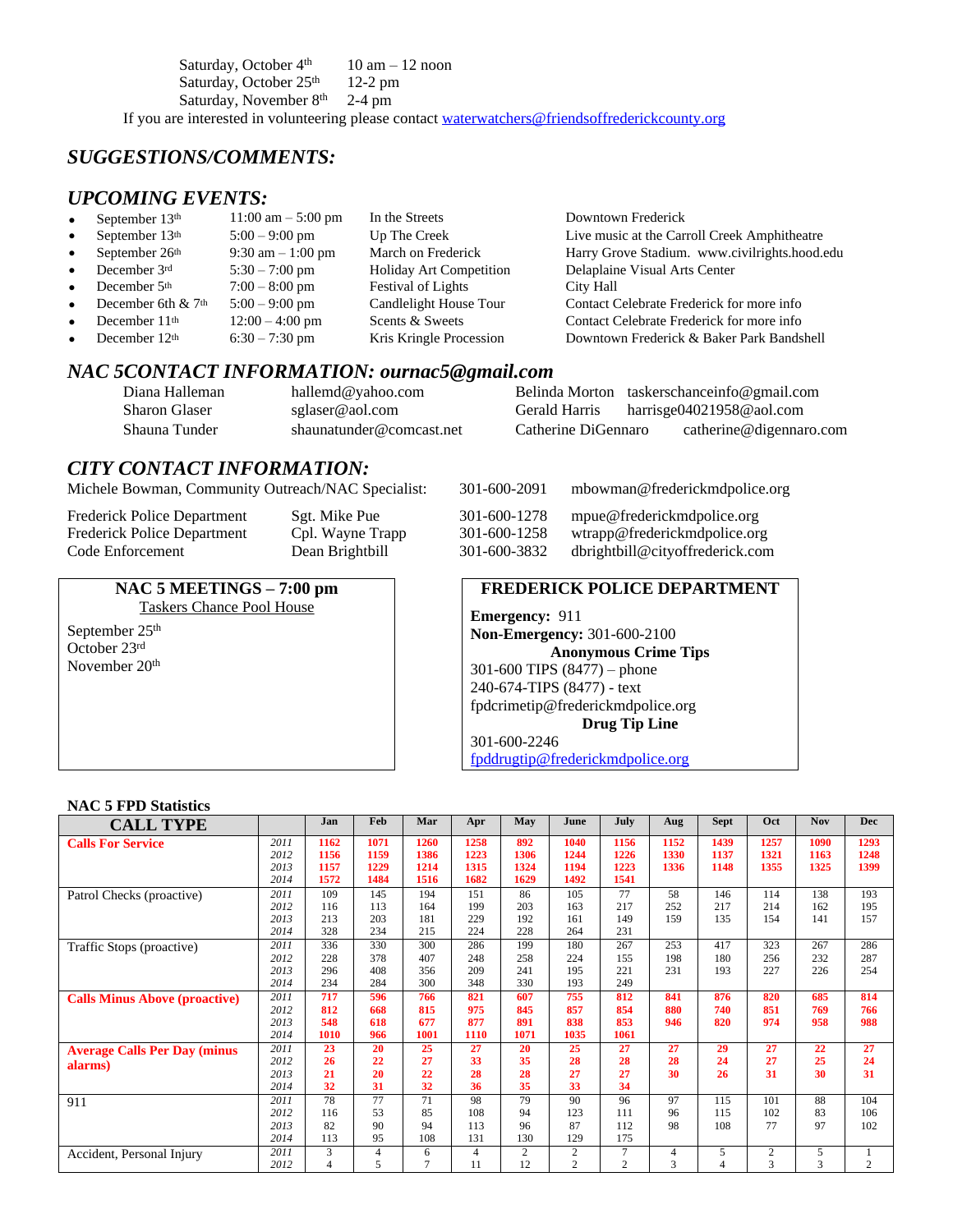Saturday, October 4th 10 am – 12 noon
Saturday, October 25th 12-2 pm
Saturday, November 8th 2-4 pm

If you are interested in volunteering please contact waterwatchers@friendsoffrederickcounty.org

## *SUGGESTIONS/COMMENTS:*

## *UPCOMING EVENTS:*

- September 13th | 11:00 am – 5:00 pm | In the Streets | Downtown Frederick
- September 13th | 5:00 – 9:00 pm | Up The Creek | Live music at the Carroll Creek Amphitheatre
- September 26th | 9:30 am – 1:00 pm | March on Frederick | Harry Grove Stadium. www.civilrights.hood.edu
- December 3rd | 5:30 – 7:00 pm | Holiday Art Competition | Delaplaine Visual Arts Center
- December 5th | 7:00 – 8:00 pm | Festival of Lights | City Hall
- December 6th & 7th | 5:00 – 9:00 pm | Candlelight House Tour | Contact Celebrate Frederick for more info
- December 11th | 12:00 – 4:00 pm | Scents & Sweets | Contact Celebrate Frederick for more info
- December 12th | 6:30 – 7:30 pm | Kris Kringle Procession | Downtown Frederick & Baker Park Bandshell

## *NAC 5CONTACT INFORMATION: ournac5@gmail.com*

| | | | |
|---|---|---|---|
| Diana Halleman | hallemd@yahoo.com | Belinda Morton | taskerschanceinfo@gmail.com |
| Sharon Glaser | sglaser@aol.com | Gerald Harris | harrisge04021958@aol.com |
| Shauna Tunder | shaunatunder@comcast.net | Catherine DiGennaro | catherine@digennaro.com |

## *CITY CONTACT INFORMATION:*

| | | | |
|---|---|---|---|
| Michele Bowman, Community Outreach/NAC Specialist: | | 301-600-2091 | mbowman@frederickmdpolice.org |
| Frederick Police Department | Sgt. Mike Pue | 301-600-1278 | mpue@frederickmdpolice.org |
| Frederick Police Department | Cpl. Wayne Trapp | 301-600-1258 | wtrapp@frederickmdpolice.org |
| Code Enforcement | Dean Brightbill | 301-600-3832 | dbrightbill@cityoffrederick.com |

**NAC 5 MEETINGS – 7:00 pm**
Taskers Chance Pool House

September 25th
October 23rd
November 20th

**FREDERICK POLICE DEPARTMENT**

**Emergency:** 911
**Non-Emergency:** 301-600-2100

**Anonymous Crime Tips**
301-600 TIPS (8477) – phone
240-674-TIPS (8477) - text
fpdcrimetip@frederickmdpolice.org

**Drug Tip Line**
301-600-2246
fpddrugtip@frederickmdpolice.org

**NAC 5 FPD Statistics**

| CALL TYPE | | Jan | Feb | Mar | Apr | May | June | July | Aug | Sept | Oct | Nov | Dec |
|---|---|---|---|---|---|---|---|---|---|---|---|---|---|
| **Calls For Service** | 2011 | **1162** | **1071** | **1260** | **1258** | **892** | **1040** | **1156** | **1152** | **1439** | **1257** | **1090** | **1293** |
| | 2012 | **1156** | **1159** | **1386** | **1223** | **1306** | **1244** | **1226** | **1330** | **1137** | **1321** | **1163** | **1248** |
| | 2013 | **1157** | **1229** | **1214** | **1315** | **1324** | **1194** | **1223** | **1336** | **1148** | **1355** | **1325** | **1399** |
| | 2014 | **1572** | **1484** | **1516** | **1682** | **1629** | **1492** | **1541** | | | | | |
| Patrol Checks (proactive) | 2011 | 109 | 145 | 194 | 151 | 86 | 105 | 77 | 58 | 146 | 114 | 138 | 193 |
| | 2012 | 116 | 113 | 164 | 199 | 203 | 163 | 217 | 252 | 217 | 214 | 162 | 195 |
| | 2013 | 213 | 203 | 181 | 229 | 192 | 161 | 149 | 159 | 135 | 154 | 141 | 157 |
| | 2014 | 328 | 234 | 215 | 224 | 228 | 264 | 231 | | | | | |
| Traffic Stops (proactive) | 2011 | 336 | 330 | 300 | 286 | 199 | 180 | 267 | 253 | 417 | 323 | 267 | 286 |
| | 2012 | 228 | 378 | 407 | 248 | 258 | 224 | 155 | 198 | 180 | 256 | 232 | 287 |
| | 2013 | 296 | 408 | 356 | 209 | 241 | 195 | 221 | 231 | 193 | 227 | 226 | 254 |
| | 2014 | 234 | 284 | 300 | 348 | 330 | 193 | 249 | | | | | |
| **Calls Minus Above (proactive)** | 2011 | **717** | **596** | **766** | **821** | **607** | **755** | **812** | **841** | **876** | **820** | **685** | **814** |
| | 2012 | **812** | **668** | **815** | **975** | **845** | **857** | **854** | **880** | **740** | **851** | **769** | **766** |
| | 2013 | **548** | **618** | **677** | **877** | **891** | **838** | **853** | **946** | **820** | **974** | **958** | **988** |
| | 2014 | **1010** | **966** | **1001** | **1110** | **1071** | **1035** | **1061** | | | | | |
| **Average Calls Per Day (minus alarms)** | 2011 | **23** | **20** | **25** | **27** | **20** | **25** | **27** | **27** | **29** | **27** | **22** | **27** |
| | 2012 | **26** | **22** | **27** | **33** | **35** | **28** | **28** | **28** | **24** | **27** | **25** | **24** |
| | 2013 | **21** | **20** | **22** | **28** | **28** | **27** | **27** | **30** | **26** | **31** | **30** | **31** |
| | 2014 | **32** | **31** | **32** | **36** | **35** | **33** | **34** | | | | | |
| 911 | 2011 | 78 | 77 | 71 | 98 | 79 | 90 | 96 | 97 | 115 | 101 | 88 | 104 |
| | 2012 | 116 | 53 | 85 | 108 | 94 | 123 | 111 | 96 | 115 | 102 | 83 | 106 |
| | 2013 | 82 | 90 | 94 | 113 | 96 | 87 | 112 | 98 | 108 | 77 | 97 | 102 |
| | 2014 | 113 | 95 | 108 | 131 | 130 | 129 | 175 | | | | | |
| Accident, Personal Injury | 2011 | 3 | 4 | 6 | 4 | 2 | 2 | 7 | 4 | 5 | 2 | 5 | 1 |
| | 2012 | 4 | 5 | 7 | 11 | 12 | 2 | 2 | 3 | 4 | 3 | 3 | 2 |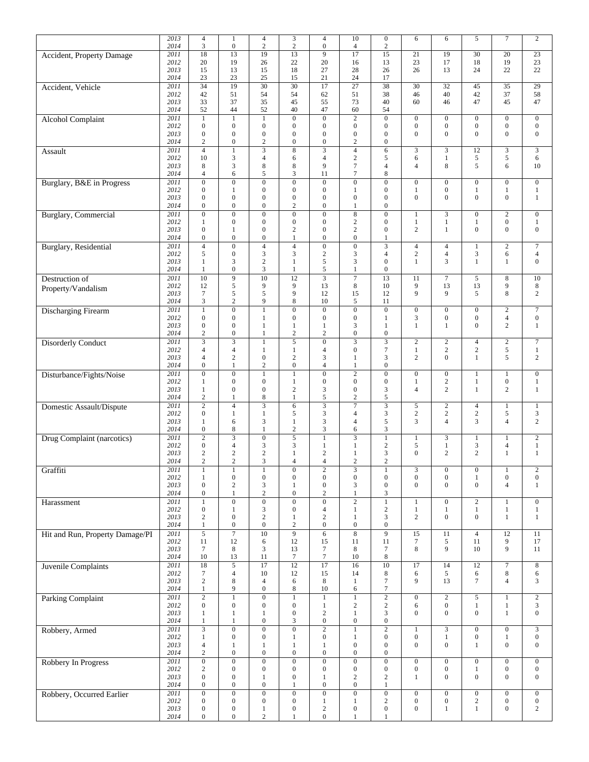| | | | | | | | | | | | | | |
|---|---|---|---|---|---|---|---|---|---|---|---|---|---|
| | 2013 | 4 | 1 | 4 | 3 | 4 | 10 | 0 | 6 | 6 | 5 | 7 | 2 |
| | 2014 | 3 | 0 | 2 | 2 | 0 | 4 | 2 | | | | | |
| Accident, Property Damage | 2011 | 18 | 13 | 19 | 13 | 9 | 17 | 15 | 21 | 19 | 30 | 20 | 23 |
| | 2012 | 20 | 19 | 26 | 22 | 20 | 16 | 13 | 23 | 17 | 18 | 19 | 23 |
| | 2013 | 15 | 13 | 15 | 18 | 27 | 28 | 26 | 26 | 13 | 24 | 22 | 22 |
| | 2014 | 23 | 23 | 25 | 15 | 21 | 24 | 17 | | | | | |
| Accident, Vehicle | 2011 | 34 | 19 | 30 | 30 | 17 | 27 | 38 | 30 | 32 | 45 | 35 | 29 |
| | 2012 | 42 | 51 | 54 | 54 | 62 | 51 | 38 | 46 | 40 | 42 | 37 | 58 |
| | 2013 | 33 | 37 | 35 | 45 | 55 | 73 | 40 | 60 | 46 | 47 | 45 | 47 |
| | 2014 | 52 | 44 | 52 | 40 | 47 | 60 | 54 | | | | | |
| Alcohol Complaint | 2011 | 1 | 1 | 1 | 0 | 0 | 2 | 0 | 0 | 0 | 0 | 0 | 0 |
| | 2012 | 0 | 0 | 0 | 0 | 0 | 0 | 0 | 0 | 0 | 0 | 0 | 0 |
| | 2013 | 0 | 0 | 0 | 0 | 0 | 0 | 0 | 0 | 0 | 0 | 0 | 0 |
| | 2014 | 2 | 0 | 2 | 0 | 0 | 2 | 0 | | | | | |
| Assault | 2011 | 4 | 1 | 3 | 8 | 3 | 4 | 6 | 3 | 3 | 12 | 3 | 3 |
| | 2012 | 10 | 3 | 4 | 6 | 4 | 2 | 5 | 6 | 1 | 5 | 5 | 6 |
| | 2013 | 8 | 3 | 8 | 8 | 9 | 7 | 4 | 4 | 8 | 5 | 6 | 10 |
| | 2014 | 4 | 6 | 5 | 3 | 11 | 7 | 8 | | | | | |
| Burglary, B&E in Progress | 2011 | 0 | 0 | 0 | 0 | 0 | 0 | 0 | 0 | 0 | 0 | 0 | 0 |
| | 2012 | 0 | 1 | 0 | 0 | 0 | 1 | 0 | 1 | 0 | 1 | 1 | 1 |
| | 2013 | 0 | 0 | 0 | 0 | 0 | 0 | 0 | 0 | 0 | 0 | 0 | 1 |
| | 2014 | 0 | 0 | 0 | 2 | 0 | 1 | 0 | | | | | |
| Burglary, Commercial | 2011 | 0 | 0 | 0 | 0 | 0 | 8 | 0 | 1 | 3 | 0 | 2 | 0 |
| | 2012 | 1 | 0 | 0 | 0 | 0 | 2 | 0 | 1 | 1 | 1 | 0 | 1 |
| | 2013 | 0 | 1 | 0 | 2 | 0 | 2 | 0 | 2 | 1 | 0 | 0 | 0 |
| | 2014 | 0 | 0 | 0 | 1 | 0 | 0 | 1 | | | | | |
| Burglary, Residential | 2011 | 4 | 0 | 4 | 4 | 0 | 0 | 3 | 4 | 4 | 1 | 2 | 7 |
| | 2012 | 5 | 0 | 3 | 3 | 2 | 3 | 4 | 2 | 4 | 3 | 6 | 4 |
| | 2013 | 1 | 3 | 2 | 1 | 5 | 3 | 0 | 1 | 3 | 1 | 1 | 0 |
| | 2014 | 1 | 0 | 3 | 1 | 5 | 1 | 0 | | | | | |
| Destruction of Property/Vandalism | 2011 | 10 | 9 | 10 | 12 | 3 | 7 | 13 | 11 | 7 | 5 | 8 | 10 |
| | 2012 | 12 | 5 | 9 | 9 | 13 | 8 | 10 | 9 | 13 | 13 | 9 | 8 |
| | 2013 | 7 | 5 | 5 | 9 | 12 | 15 | 12 | 9 | 9 | 5 | 8 | 2 |
| | 2014 | 3 | 2 | 9 | 8 | 10 | 5 | 11 | | | | | |
| Discharging Firearm | 2011 | 1 | 0 | 1 | 0 | 0 | 0 | 0 | 0 | 0 | 0 | 2 | 7 |
| | 2012 | 0 | 0 | 1 | 0 | 0 | 0 | 1 | 3 | 0 | 0 | 4 | 0 |
| | 2013 | 0 | 0 | 1 | 1 | 1 | 3 | 1 | 1 | 1 | 0 | 2 | 1 |
| | 2014 | 2 | 0 | 1 | 2 | 2 | 0 | 0 | | | | | |
| Disorderly Conduct | 2011 | 3 | 3 | 1 | 5 | 0 | 3 | 3 | 2 | 2 | 4 | 2 | 7 |
| | 2012 | 4 | 4 | 1 | 1 | 4 | 0 | 7 | 1 | 2 | 2 | 5 | 1 |
| | 2013 | 4 | 2 | 0 | 2 | 3 | 1 | 3 | 2 | 0 | 1 | 5 | 2 |
| | 2014 | 0 | 1 | 2 | 0 | 4 | 1 | 0 | | | | | |
| Disturbance/Fights/Noise | 2011 | 0 | 0 | 1 | 1 | 0 | 2 | 0 | 0 | 0 | 1 | 1 | 0 |
| | 2012 | 1 | 0 | 0 | 1 | 0 | 0 | 0 | 1 | 2 | 1 | 0 | 1 |
| | 2013 | 1 | 0 | 0 | 2 | 3 | 0 | 3 | 4 | 2 | 1 | 2 | 1 |
| | 2014 | 2 | 1 | 8 | 1 | 5 | 2 | 5 | | | | | |
| Domestic Assault/Dispute | 2011 | 2 | 4 | 3 | 6 | 3 | 7 | 3 | 5 | 2 | 4 | 1 | 1 |
| | 2012 | 0 | 1 | 1 | 5 | 3 | 4 | 3 | 2 | 2 | 2 | 5 | 3 |
| | 2013 | 1 | 6 | 3 | 1 | 3 | 4 | 5 | 3 | 4 | 3 | 4 | 2 |
| | 2014 | 0 | 8 | 1 | 2 | 3 | 6 | 3 | | | | | |
| Drug Complaint (narcotics) | 2011 | 2 | 3 | 0 | 5 | 1 | 3 | 1 | 1 | 3 | 1 | 1 | 2 |
| | 2012 | 0 | 4 | 3 | 3 | 1 | 1 | 2 | 5 | 1 | 3 | 4 | 1 |
| | 2013 | 2 | 2 | 2 | 1 | 2 | 1 | 3 | 0 | 2 | 2 | 1 | 1 |
| | 2014 | 2 | 2 | 3 | 4 | 4 | 2 | 2 | | | | | |
| Graffiti | 2011 | 1 | 1 | 1 | 0 | 2 | 3 | 1 | 3 | 0 | 0 | 1 | 2 |
| | 2012 | 1 | 0 | 0 | 0 | 0 | 0 | 0 | 0 | 0 | 1 | 0 | 0 |
| | 2013 | 0 | 2 | 3 | 1 | 0 | 3 | 0 | 0 | 0 | 0 | 4 | 1 |
| | 2014 | 0 | 1 | 2 | 0 | 2 | 1 | 3 | | | | | |
| Harassment | 2011 | 1 | 0 | 0 | 0 | 0 | 2 | 1 | 1 | 0 | 2 | 1 | 0 |
| | 2012 | 0 | 1 | 3 | 0 | 4 | 1 | 2 | 1 | 1 | 1 | 1 | 1 |
| | 2013 | 2 | 0 | 2 | 1 | 2 | 1 | 3 | 2 | 0 | 0 | 1 | 1 |
| | 2014 | 1 | 0 | 0 | 2 | 0 | 0 | 0 | | | | | |
| Hit and Run, Property Damage/PI | 2011 | 5 | 7 | 10 | 9 | 6 | 8 | 9 | 15 | 11 | 4 | 12 | 11 |
| | 2012 | 11 | 12 | 6 | 12 | 15 | 11 | 11 | 7 | 5 | 11 | 9 | 17 |
| | 2013 | 7 | 8 | 3 | 13 | 7 | 8 | 7 | 8 | 9 | 10 | 9 | 11 |
| | 2014 | 10 | 13 | 11 | 7 | 7 | 10 | 8 | | | | | |
| Juvenile Complaints | 2011 | 18 | 5 | 17 | 12 | 17 | 16 | 10 | 17 | 14 | 12 | 7 | 8 |
| | 2012 | 7 | 4 | 10 | 12 | 15 | 14 | 8 | 6 | 5 | 6 | 8 | 6 |
| | 2013 | 2 | 8 | 4 | 6 | 8 | 1 | 7 | 9 | 13 | 7 | 4 | 3 |
| | 2014 | 1 | 9 | 0 | 8 | 10 | 6 | 7 | | | | | |
| Parking Complaint | 2011 | 2 | 1 | 0 | 1 | 1 | 1 | 2 | 0 | 2 | 5 | 1 | 2 |
| | 2012 | 0 | 0 | 0 | 0 | 1 | 2 | 2 | 6 | 0 | 1 | 1 | 3 |
| | 2013 | 1 | 1 | 1 | 0 | 2 | 1 | 3 | 0 | 0 | 0 | 1 | 0 |
| | 2014 | 1 | 1 | 0 | 3 | 0 | 0 | 0 | | | | | |
| Robbery, Armed | 2011 | 3 | 0 | 0 | 0 | 2 | 1 | 2 | 1 | 3 | 0 | 0 | 3 |
| | 2012 | 1 | 0 | 0 | 1 | 0 | 1 | 0 | 0 | 1 | 0 | 1 | 0 |
| | 2013 | 4 | 1 | 1 | 1 | 1 | 0 | 0 | 0 | 0 | 1 | 0 | 0 |
| | 2014 | 2 | 0 | 0 | 0 | 0 | 0 | 0 | | | | | |
| Robbery In Progress | 2011 | 0 | 0 | 0 | 0 | 0 | 0 | 0 | 0 | 0 | 0 | 0 | 0 |
| | 2012 | 2 | 0 | 0 | 0 | 0 | 0 | 0 | 0 | 0 | 1 | 0 | 0 |
| | 2013 | 0 | 0 | 1 | 0 | 1 | 2 | 2 | 1 | 0 | 0 | 0 | 0 |
| | 2014 | 0 | 0 | 0 | 1 | 0 | 0 | 1 | | | | | |
| Robbery, Occurred Earlier | 2011 | 0 | 0 | 0 | 0 | 0 | 0 | 0 | 0 | 0 | 0 | 0 | 0 |
| | 2012 | 0 | 0 | 0 | 0 | 1 | 1 | 2 | 0 | 0 | 2 | 0 | 0 |
| | 2013 | 0 | 0 | 1 | 0 | 2 | 0 | 0 | 0 | 1 | 1 | 0 | 2 |
| | 2014 | 0 | 0 | 2 | 1 | 0 | 1 | 1 | | | | | |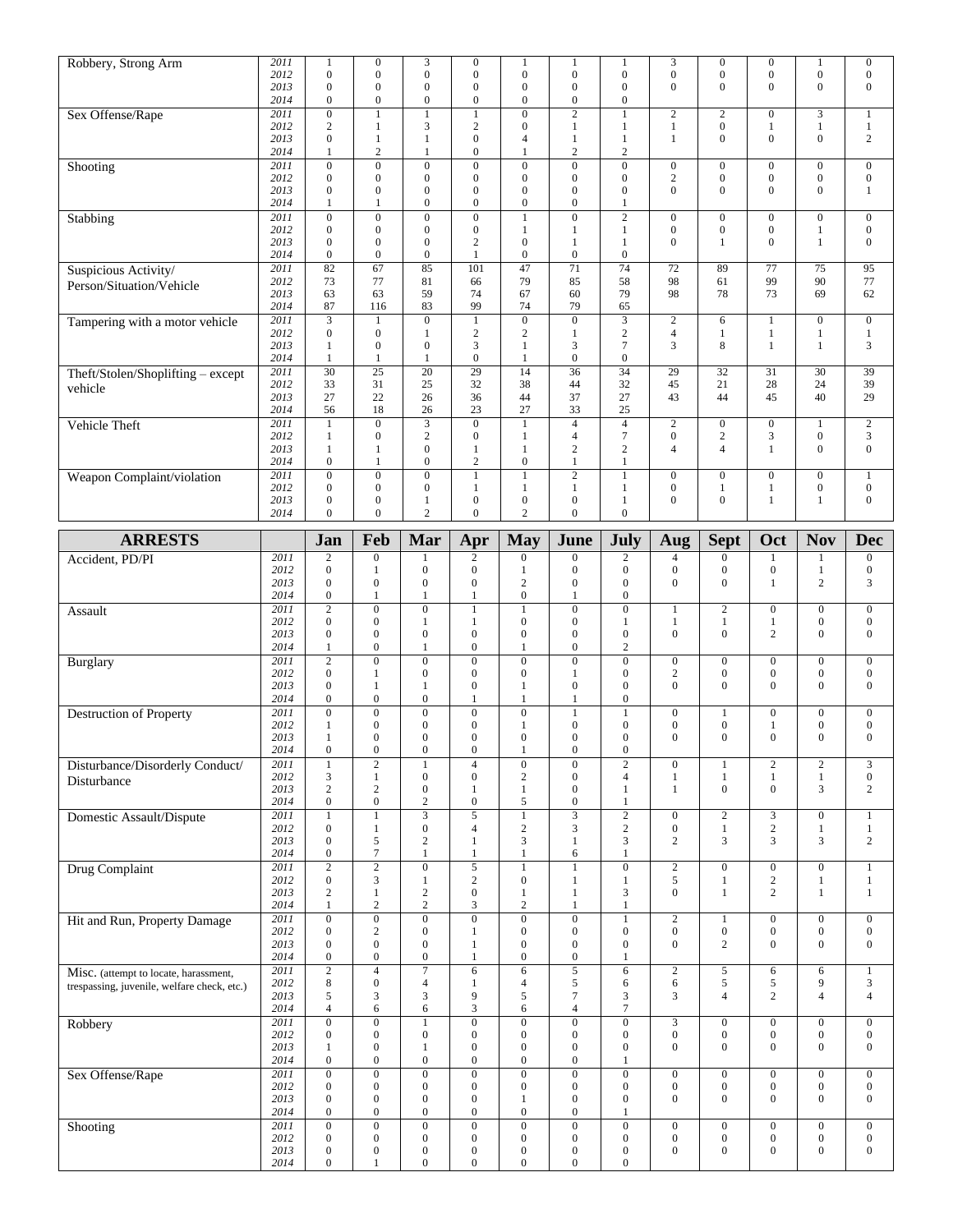| | | | | | | | | | | | | | |
|---|---|---|---|---|---|---|---|---|---|---|---|---|---|
| Robbery, Strong Arm | 2011 | 1 | 0 | 3 | 0 | 1 | 1 | 1 | 3 | 0 | 0 | 1 | 0 |
| | 2012 | 0 | 0 | 0 | 0 | 0 | 0 | 0 | 0 | 0 | 0 | 0 | 0 |
| | 2013 | 0 | 0 | 0 | 0 | 0 | 0 | 0 | 0 | 0 | 0 | 0 | 0 |
| | 2014 | 0 | 0 | 0 | 0 | 0 | 0 | 0 | | | | | |
| Sex Offense/Rape | 2011 | 0 | 1 | 1 | 1 | 0 | 2 | 1 | 2 | 2 | 0 | 3 | 1 |
| | 2012 | 2 | 1 | 3 | 2 | 0 | 1 | 1 | 1 | 0 | 1 | 1 | 1 |
| | 2013 | 0 | 1 | 1 | 0 | 4 | 1 | 1 | 1 | 0 | 0 | 0 | 2 |
| | 2014 | 1 | 2 | 1 | 0 | 1 | 2 | 2 | | | | | |
| Shooting | 2011 | 0 | 0 | 0 | 0 | 0 | 0 | 0 | 0 | 0 | 0 | 0 | 0 |
| | 2012 | 0 | 0 | 0 | 0 | 0 | 0 | 0 | 2 | 0 | 0 | 0 | 0 |
| | 2013 | 0 | 0 | 0 | 0 | 0 | 0 | 0 | 0 | 0 | 0 | 0 | 1 |
| | 2014 | 1 | 1 | 0 | 0 | 0 | 0 | 1 | | | | | |
| Stabbing | 2011 | 0 | 0 | 0 | 0 | 1 | 0 | 2 | 0 | 0 | 0 | 0 | 0 |
| | 2012 | 0 | 0 | 0 | 0 | 1 | 1 | 1 | 0 | 0 | 0 | 1 | 0 |
| | 2013 | 0 | 0 | 0 | 2 | 0 | 1 | 1 | 0 | 1 | 0 | 1 | 0 |
| | 2014 | 0 | 0 | 0 | 1 | 0 | 0 | 0 | | | | | |
| Suspicious Activity/ Person/Situation/Vehicle | 2011 | 82 | 67 | 85 | 101 | 47 | 71 | 74 | 72 | 89 | 77 | 75 | 95 |
| | 2012 | 73 | 77 | 81 | 66 | 79 | 85 | 58 | 98 | 61 | 99 | 90 | 77 |
| | 2013 | 63 | 63 | 59 | 74 | 67 | 60 | 79 | 98 | 78 | 73 | 69 | 62 |
| | 2014 | 87 | 116 | 83 | 99 | 74 | 79 | 65 | | | | | |
| Tampering with a motor vehicle | 2011 | 3 | 1 | 0 | 1 | 0 | 0 | 3 | 2 | 6 | 1 | 0 | 0 |
| | 2012 | 0 | 0 | 1 | 2 | 2 | 1 | 2 | 4 | 1 | 1 | 1 | 1 |
| | 2013 | 1 | 0 | 0 | 3 | 1 | 3 | 7 | 3 | 8 | 1 | 1 | 3 |
| | 2014 | 1 | 1 | 1 | 0 | 1 | 0 | 0 | | | | | |
| Theft/Stolen/Shoplifting – except vehicle | 2011 | 30 | 25 | 20 | 29 | 14 | 36 | 34 | 29 | 32 | 31 | 30 | 39 |
| | 2012 | 33 | 31 | 25 | 32 | 38 | 44 | 32 | 45 | 21 | 28 | 24 | 39 |
| | 2013 | 27 | 22 | 26 | 36 | 44 | 37 | 27 | 43 | 44 | 45 | 40 | 29 |
| | 2014 | 56 | 18 | 26 | 23 | 27 | 33 | 25 | | | | | |
| Vehicle Theft | 2011 | 1 | 0 | 3 | 0 | 1 | 4 | 4 | 2 | 0 | 0 | 1 | 2 |
| | 2012 | 1 | 0 | 2 | 0 | 1 | 4 | 7 | 0 | 2 | 3 | 0 | 3 |
| | 2013 | 1 | 1 | 0 | 1 | 1 | 2 | 2 | 4 | 4 | 1 | 0 | 0 |
| | 2014 | 0 | 1 | 0 | 2 | 0 | 1 | 1 | | | | | |
| Weapon Complaint/violation | 2011 | 0 | 0 | 0 | 1 | 1 | 2 | 1 | 0 | 0 | 0 | 0 | 1 |
| | 2012 | 0 | 0 | 0 | 1 | 1 | 1 | 1 | 0 | 1 | 1 | 0 | 0 |
| | 2013 | 0 | 0 | 1 | 0 | 0 | 0 | 1 | 0 | 0 | 1 | 1 | 0 |
| | 2014 | 0 | 0 | 2 | 0 | 2 | 0 | 0 | | | | | |

| ARRESTS | | Jan | Feb | Mar | Apr | May | June | July | Aug | Sept | Oct | Nov | Dec |
|---|---|---|---|---|---|---|---|---|---|---|---|---|---|
| Accident, PD/PI | 2011 | 2 | 0 | 1 | 2 | 0 | 0 | 2 | 4 | 0 | 1 | 1 | 0 |
| | 2012 | 0 | 1 | 0 | 0 | 1 | 0 | 0 | 0 | 0 | 0 | 1 | 0 |
| | 2013 | 0 | 0 | 0 | 0 | 2 | 0 | 0 | 0 | 0 | 1 | 2 | 3 |
| | 2014 | 0 | 1 | 1 | 1 | 0 | 1 | 0 | | | | | |
| Assault | 2011 | 2 | 0 | 0 | 1 | 1 | 0 | 0 | 1 | 2 | 0 | 0 | 0 |
| | 2012 | 0 | 0 | 1 | 1 | 0 | 0 | 1 | 1 | 1 | 1 | 0 | 0 |
| | 2013 | 0 | 0 | 0 | 0 | 0 | 0 | 0 | 0 | 0 | 2 | 0 | 0 |
| | 2014 | 1 | 0 | 1 | 0 | 1 | 0 | 2 | | | | | |
| Burglary | 2011 | 2 | 0 | 0 | 0 | 0 | 0 | 0 | 0 | 0 | 0 | 0 | 0 |
| | 2012 | 0 | 1 | 0 | 0 | 0 | 1 | 0 | 2 | 0 | 0 | 0 | 0 |
| | 2013 | 0 | 1 | 1 | 0 | 1 | 0 | 0 | 0 | 0 | 0 | 0 | 0 |
| | 2014 | 0 | 0 | 0 | 1 | 1 | 1 | 0 | | | | | |
| Destruction of Property | 2011 | 0 | 0 | 0 | 0 | 0 | 1 | 1 | 0 | 1 | 0 | 0 | 0 |
| | 2012 | 1 | 0 | 0 | 0 | 1 | 0 | 0 | 0 | 0 | 1 | 0 | 0 |
| | 2013 | 1 | 0 | 0 | 0 | 0 | 0 | 0 | 0 | 0 | 0 | 0 | 0 |
| | 2014 | 0 | 0 | 0 | 0 | 1 | 0 | 0 | | | | | |
| Disturbance/Disorderly Conduct/ Disturbance | 2011 | 1 | 2 | 1 | 4 | 0 | 0 | 2 | 0 | 1 | 2 | 2 | 3 |
| | 2012 | 3 | 1 | 0 | 0 | 2 | 0 | 4 | 1 | 1 | 1 | 1 | 0 |
| | 2013 | 2 | 2 | 0 | 1 | 1 | 0 | 1 | 1 | 0 | 0 | 3 | 2 |
| | 2014 | 0 | 0 | 2 | 0 | 5 | 0 | 1 | | | | | |
| Domestic Assault/Dispute | 2011 | 1 | 1 | 3 | 5 | 1 | 3 | 2 | 0 | 2 | 3 | 0 | 1 |
| | 2012 | 0 | 1 | 0 | 4 | 2 | 3 | 2 | 0 | 1 | 2 | 1 | 1 |
| | 2013 | 0 | 5 | 2 | 1 | 3 | 1 | 3 | 2 | 3 | 3 | 3 | 2 |
| | 2014 | 0 | 7 | 1 | 1 | 1 | 6 | 1 | | | | | |
| Drug Complaint | 2011 | 2 | 2 | 0 | 5 | 1 | 1 | 0 | 2 | 0 | 0 | 0 | 1 |
| | 2012 | 0 | 3 | 1 | 2 | 0 | 1 | 1 | 5 | 1 | 2 | 1 | 1 |
| | 2013 | 2 | 1 | 2 | 0 | 1 | 1 | 3 | 0 | 1 | 2 | 1 | 1 |
| | 2014 | 1 | 2 | 2 | 3 | 2 | 1 | 1 | | | | | |
| Hit and Run, Property Damage | 2011 | 0 | 0 | 0 | 0 | 0 | 0 | 1 | 2 | 1 | 0 | 0 | 0 |
| | 2012 | 0 | 2 | 0 | 1 | 0 | 0 | 0 | 0 | 0 | 0 | 0 | 0 |
| | 2013 | 0 | 0 | 0 | 1 | 0 | 0 | 0 | 0 | 2 | 0 | 0 | 0 |
| | 2014 | 0 | 0 | 0 | 1 | 0 | 0 | 1 | | | | | |
| Misc. (attempt to locate, harassment, trespassing, juvenile, welfare check, etc.) | 2011 | 2 | 4 | 7 | 6 | 6 | 5 | 6 | 2 | 5 | 6 | 6 | 1 |
| | 2012 | 8 | 0 | 4 | 1 | 4 | 5 | 6 | 6 | 5 | 5 | 9 | 3 |
| | 2013 | 5 | 3 | 3 | 9 | 5 | 7 | 3 | 3 | 4 | 2 | 4 | 4 |
| | 2014 | 4 | 6 | 6 | 3 | 6 | 4 | 7 | | | | | |
| Robbery | 2011 | 0 | 0 | 1 | 0 | 0 | 0 | 0 | 3 | 0 | 0 | 0 | 0 |
| | 2012 | 0 | 0 | 0 | 0 | 0 | 0 | 0 | 0 | 0 | 0 | 0 | 0 |
| | 2013 | 1 | 0 | 1 | 0 | 0 | 0 | 0 | 0 | 0 | 0 | 0 | 0 |
| | 2014 | 0 | 0 | 0 | 0 | 0 | 0 | 1 | | | | | |
| Sex Offense/Rape | 2011 | 0 | 0 | 0 | 0 | 0 | 0 | 0 | 0 | 0 | 0 | 0 | 0 |
| | 2012 | 0 | 0 | 0 | 0 | 0 | 0 | 0 | 0 | 0 | 0 | 0 | 0 |
| | 2013 | 0 | 0 | 0 | 0 | 1 | 0 | 0 | 0 | 0 | 0 | 0 | 0 |
| | 2014 | 0 | 0 | 0 | 0 | 0 | 0 | 1 | | | | | |
| Shooting | 2011 | 0 | 0 | 0 | 0 | 0 | 0 | 0 | 0 | 0 | 0 | 0 | 0 |
| | 2012 | 0 | 0 | 0 | 0 | 0 | 0 | 0 | 0 | 0 | 0 | 0 | 0 |
| | 2013 | 0 | 0 | 0 | 0 | 0 | 0 | 0 | 0 | 0 | 0 | 0 | 0 |
| | 2014 | 0 | 1 | 0 | 0 | 0 | 0 | 0 | | | | | |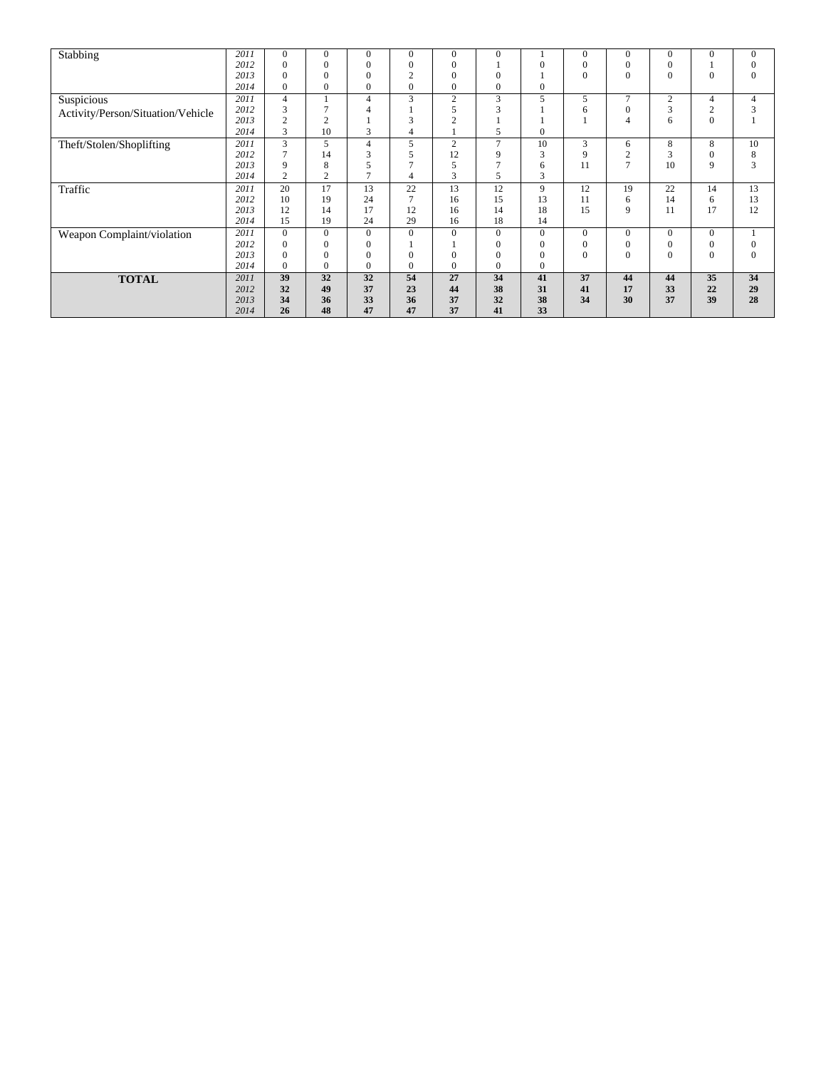| | | | | | | | | | | | | | |
|---|---|---|---|---|---|---|---|---|---|---|---|---|---|
| Stabbing | *2011* | 0 | 0 | 0 | 0 | 0 | 0 | 1 | 0 | 0 | 0 | 0 | 0 |
| | *2012* | 0 | 0 | 0 | 0 | 0 | 1 | 0 | 0 | 0 | 0 | 1 | 0 |
| | *2013* | 0 | 0 | 0 | 2 | 0 | 0 | 1 | 0 | 0 | 0 | 0 | 0 |
| | *2014* | 0 | 0 | 0 | 0 | 0 | 0 | 0 | | | | | |
| Suspicious Activity/Person/Situation/Vehicle | *2011* | 4 | 1 | 4 | 3 | 2 | 3 | 5 | 5 | 7 | 2 | 4 | 4 |
| | *2012* | 3 | 7 | 4 | 1 | 5 | 3 | 1 | 6 | 0 | 3 | 2 | 3 |
| | *2013* | 2 | 2 | 1 | 3 | 2 | 1 | 1 | 1 | 4 | 6 | 0 | 1 |
| | *2014* | 3 | 10 | 3 | 4 | 1 | 5 | 0 | | | | | |
| Theft/Stolen/Shoplifting | *2011* | 3 | 5 | 4 | 5 | 2 | 7 | 10 | 3 | 6 | 8 | 8 | 10 |
| | *2012* | 7 | 14 | 3 | 5 | 12 | 9 | 3 | 9 | 2 | 3 | 0 | 8 |
| | *2013* | 9 | 8 | 5 | 7 | 5 | 7 | 6 | 11 | 7 | 10 | 9 | 3 |
| | *2014* | 2 | 2 | 7 | 4 | 3 | 5 | 3 | | | | | |
| Traffic | *2011* | 20 | 17 | 13 | 22 | 13 | 12 | 9 | 12 | 19 | 22 | 14 | 13 |
| | *2012* | 10 | 19 | 24 | 7 | 16 | 15 | 13 | 11 | 6 | 14 | 6 | 13 |
| | *2013* | 12 | 14 | 17 | 12 | 16 | 14 | 18 | 15 | 9 | 11 | 17 | 12 |
| | *2014* | 15 | 19 | 24 | 29 | 16 | 18 | 14 | | | | | |
| Weapon Complaint/violation | *2011* | 0 | 0 | 0 | 0 | 0 | 0 | 0 | 0 | 0 | 0 | 0 | 1 |
| | *2012* | 0 | 0 | 0 | 1 | 1 | 0 | 0 | 0 | 0 | 0 | 0 | 0 |
| | *2013* | 0 | 0 | 0 | 0 | 0 | 0 | 0 | 0 | 0 | 0 | 0 | 0 |
| | *2014* | 0 | 0 | 0 | 0 | 0 | 0 | 0 | | | | | |
| **TOTAL** | *2011* | **39** | **32** | **32** | **54** | **27** | **34** | **41** | **37** | **44** | **44** | **35** | **34** |
| | *2012* | **32** | **49** | **37** | **23** | **44** | **38** | **31** | **41** | **17** | **33** | **22** | **29** |
| | *2013* | **34** | **36** | **33** | **36** | **37** | **32** | **38** | **34** | **30** | **37** | **39** | **28** |
| | *2014* | **26** | **48** | **47** | **47** | **37** | **41** | **33** | | | | | |